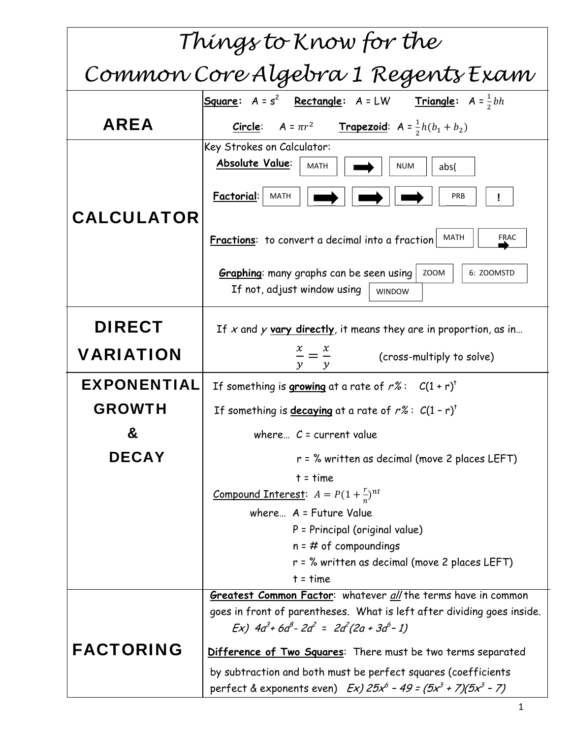# Things to Know for the Common Core Algebra 1 Regents Exam

| | |
|---|---|
| **AREA** | **Square**: $A = s^2$ **Rectangle**: $A = LW$ **Triangle**: $A = \frac{1}{2}bh$ <br> **Circle**: $A = \pi r^2$ **Trapezoid**: $A = \frac{1}{2}h(b_1 + b_2)$ |
| **CALCULATOR** | Key Strokes on Calculator: <br> **Absolute Value**: MATH ➡ NUM abs( <br> **Factorial**: MATH ➡ ➡ ➡ PRB ! <br> **Fractions**: to convert a decimal into a fraction MATH FRAC ➡ <br> **Graphing**: many graphs can be seen using ZOOM 6: ZOOMSTD <br> If not, adjust window using WINDOW |
| **DIRECT VARIATION** | If $x$ and $y$ **vary directly**, it means they are in proportion, as in… <br> $\frac{x}{y} = \frac{x}{y}$ (cross-multiply to solve) |
| **EXPONENTIAL GROWTH & DECAY** | If something is **growing** at a rate of $r\%$: $C(1 + r)^t$ <br> If something is **decaying** at a rate of $r\%$: $C(1 - r)^t$ <br> where… C = current value <br> r = % written as decimal (move 2 places LEFT) <br> t = time <br> Compound Interest: $A = P(1 + \frac{r}{n})^{nt}$ <br> where… A = Future Value <br> P = Principal (original value) <br> n = # of compoundings <br> r = % written as decimal (move 2 places LEFT) <br> t = time |
| **FACTORING** | **Greatest Common Factor**: whatever *all* the terms have in common goes in front of parentheses. What is left after dividing goes inside. <br> *Ex)* $4a^3 + 6a^8 - 2a^2 = 2a^2(2a + 3a^6 - 1)$ <br> **Difference of Two Squares**: There must be two terms separated by subtraction and both must be perfect squares (coefficients perfect & exponents even) *Ex)* $25x^6 - 49 = (5x^3 + 7)(5x^3 - 7)$ |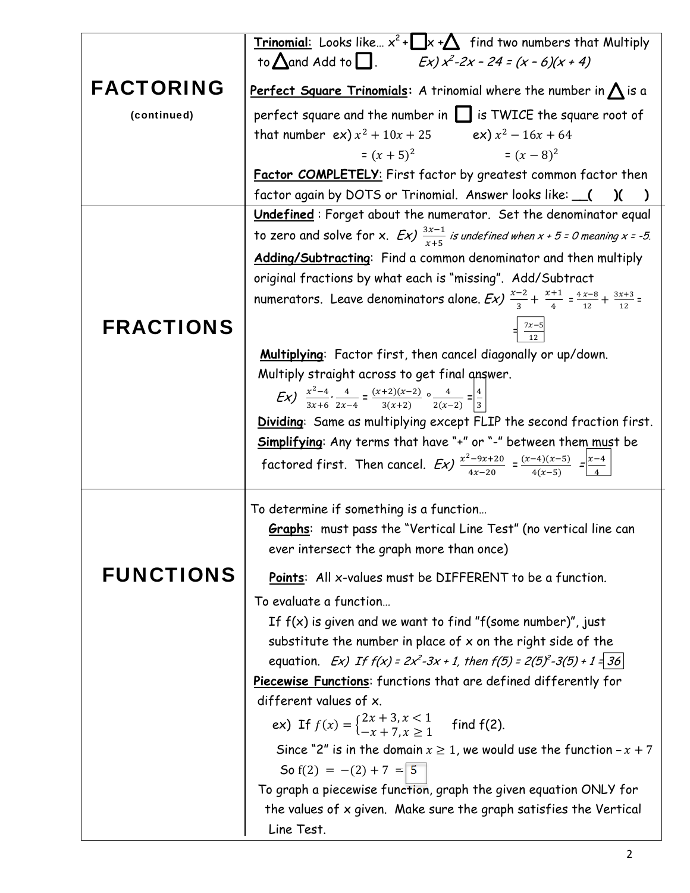## FACTORING (continued)

**Trinomial**: Looks like… $x^2 + \square x + \triangle$ find two numbers that Multiply to $\triangle$ and Add to $\square$. *Ex)* $x^2 - 2x - 24 = (x-6)(x+4)$

**Perfect Square Trinomials:** A trinomial where the number in $\triangle$ is a perfect square and the number in $\square$ is TWICE the square root of that number ex) $x^2 + 10x + 25$ $= (x+5)^2$ ex) $x^2 - 16x + 64$ $= (x-8)^2$

**Factor COMPLETELY**: First factor by greatest common factor then factor again by DOTS or Trinomial. Answer looks like: __(   )(   )

## FRACTIONS

**Undefined** : Forget about the numerator. Set the denominator equal to zero and solve for x. *Ex)* $\frac{3x-1}{x+5}$ *is undefined when $x + 5 = 0$ meaning $x = -5$.*

**Adding/Subtracting**: Find a common denominator and then multiply original fractions by what each is "missing". Add/Subtract numerators. Leave denominators alone. *Ex)* $\frac{x-2}{3} + \frac{x+1}{4} = \frac{4x-8}{12} + \frac{3x+3}{12} = \boxed{\frac{7x-5}{12}}$

**Multiplying**: Factor first, then cancel diagonally or up/down. Multiply straight across to get final answer.

*Ex)* $\frac{x^2-4}{3x+6} \cdot \frac{4}{2x-4} = \frac{(x+2)(x-2)}{3(x+2)} \circ \frac{4}{2(x-2)} = \boxed{\frac{4}{3}}$

**Dividing**: Same as multiplying except FLIP the second fraction first.

**Simplifying**: Any terms that have "+" or "-" between them must be factored first. Then cancel. *Ex)* $\frac{x^2-9x+20}{4x-20} = \frac{(x-4)(x-5)}{4(x-5)} = \boxed{\frac{x-4}{4}}$

## FUNCTIONS

To determine if something is a function…

**Graphs**: must pass the "Vertical Line Test" (no vertical line can ever intersect the graph more than once)

**Points**: All x-values must be DIFFERENT to be a function.

To evaluate a function…

If f(x) is given and we want to find "f(some number)", just substitute the number in place of x on the right side of the equation. *Ex) If* $f(x) = 2x^2 - 3x + 1$, *then* $f(5) = 2(5)^2 - 3(5) + 1 = \boxed{36}$

**Piecewise Functions**: functions that are defined differently for different values of x.

ex) If $f(x) = \begin{cases} 2x+3, x < 1 \\ -x+7, x \geq 1 \end{cases}$ find f(2).

Since "2" is in the domain $x \geq 1$, we would use the function $-x+7$

So $f(2) = -(2) + 7 = \boxed{5}$

To graph a piecewise function, graph the given equation ONLY for the values of x given. Make sure the graph satisfies the Vertical Line Test.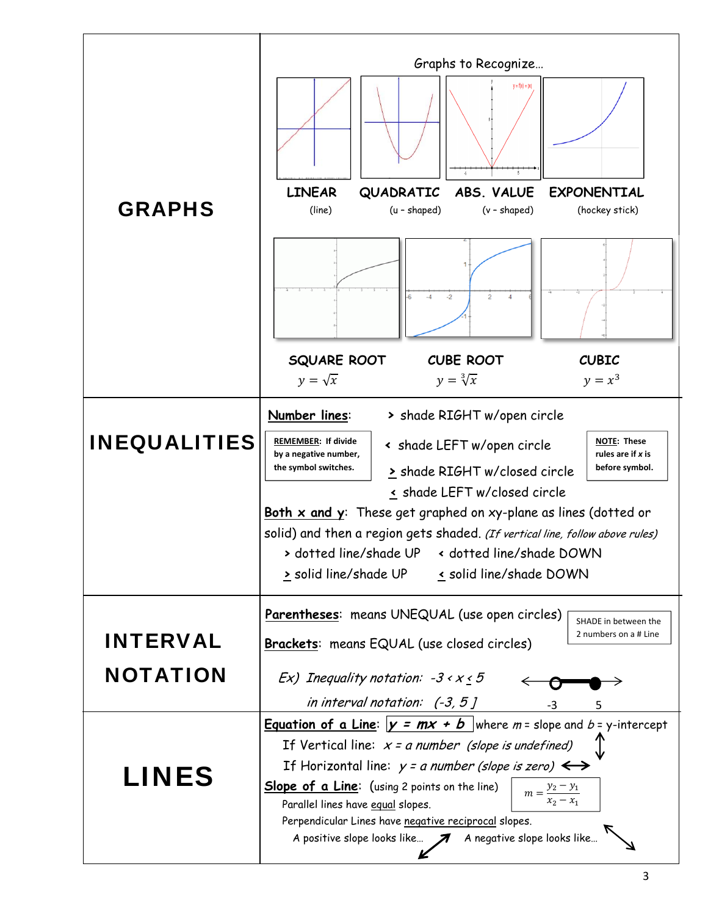## GRAPHS

Graphs to Recognize…

| LINEAR | QUADRATIC | ABS. VALUE | EXPONENTIAL |
|---|---|---|---|
| (line) | (u - shaped) | (v - shaped) | (hockey stick) |

| SQUARE ROOT | CUBE ROOT | CUBIC |
|---|---|---|
| $y = \sqrt{x}$ | $y = \sqrt[3]{x}$ | $y = x^3$ |

## INEQUALITIES

**Number lines:**

**REMEMBER:** If divide by a negative number, the symbol switches.

- $>$ shade RIGHT w/open circle
- $<$ shade LEFT w/open circle
- $\geq$ shade RIGHT w/closed circle
- $\leq$ shade LEFT w/closed circle

**NOTE:** These rules are if *x* is before symbol.

**Both x and y:** These get graphed on xy-plane as lines (dotted or solid) and then a region gets shaded. *(If vertical line, follow above rules)*

- $>$ dotted line/shade UP  $<$ dotted line/shade DOWN
- $\geq$ solid line/shade UP  $\leq$ solid line/shade DOWN

## INTERVAL NOTATION

**Parentheses:** means UNEQUAL (use open circles)

**Brackets:** means EQUAL (use closed circles)

SHADE in between the 2 numbers on a # Line

*Ex) Inequality notation: $-3 < x \leq 5$*

*in interval notation: $(-3, 5]$*

-3  5

## LINES

**Equation of a Line:** $y = mx + b$ where $m$ = slope and $b$ = y-intercept

If Vertical line: $x$ = *a number (slope is undefined)*

If Horizontal line: $y$ = *a number (slope is zero)*

**Slope of a Line:** (using 2 points on the line) $m = \frac{y_2 - y_1}{x_2 - x_1}$

Parallel lines have equal slopes.

Perpendicular Lines have negative reciprocal slopes.

A positive slope looks like… A negative slope looks like…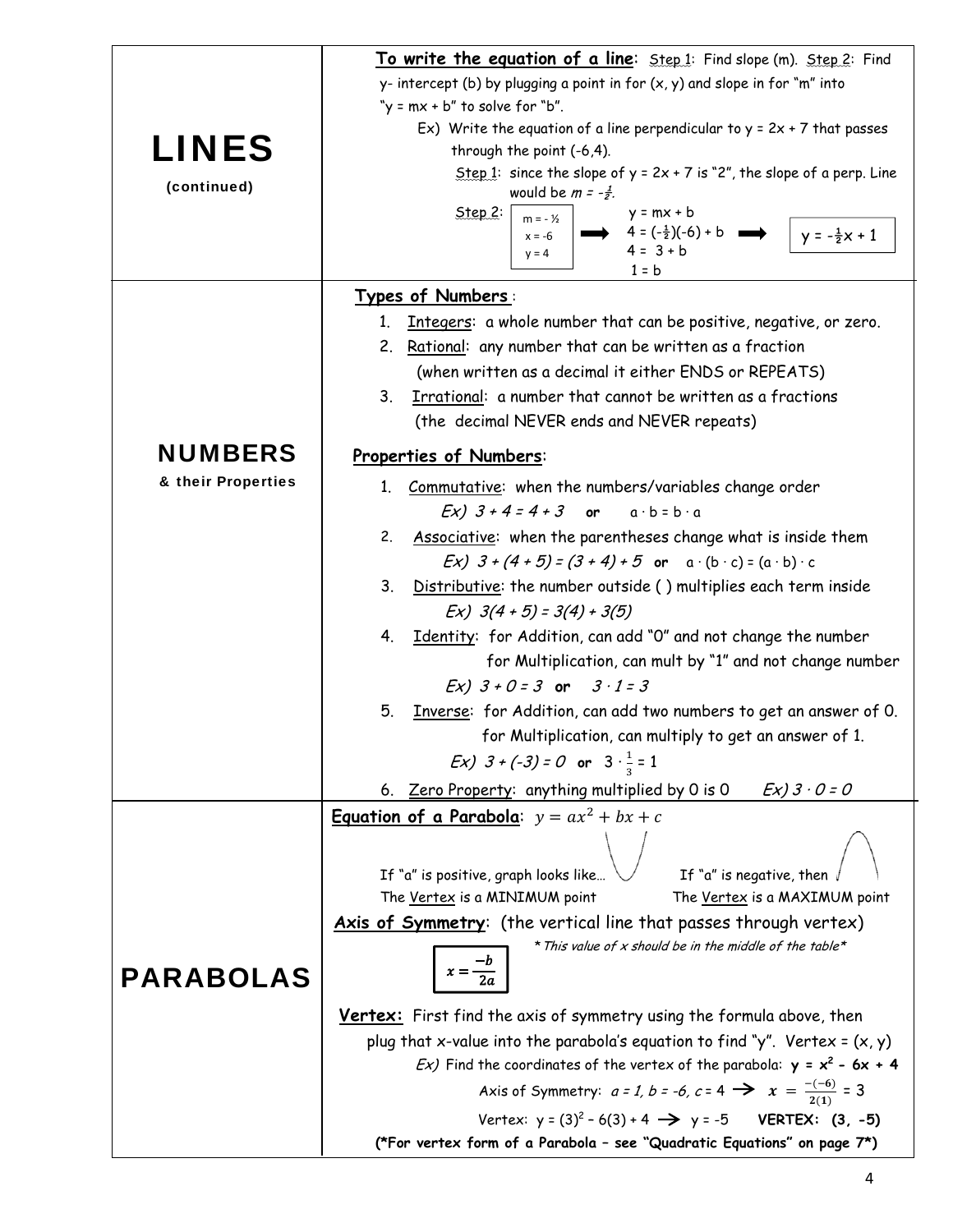## LINES
(continued)

**To write the equation of a line**: Step 1: Find slope (m). Step 2: Find y- intercept (b) by plugging a point in for (x, y) and slope in for "m" into "y = mx + b" to solve for "b".

Ex) Write the equation of a line perpendicular to y = 2x + 7 that passes through the point (-6,4).

Step 1: since the slope of y = 2x + 7 is "2", the slope of a perp. Line would be $m = -\frac{1}{2}$.

Step 2:

| m = - ½ |
| --- |
| x = -6 |
| y = 4 |

➡ y = mx + b
$4 = (-\frac{1}{2})(-6) + b$
4 = 3 + b
1 = b
➡ $y = -\frac{1}{2}x + 1$

## NUMBERS
& their Properties

**Types of Numbers**:

1. Integers: a whole number that can be positive, negative, or zero.
2. Rational: any number that can be written as a fraction (when written as a decimal it either ENDS or REPEATS)
3. Irrational: a number that cannot be written as a fractions (the decimal NEVER ends and NEVER repeats)

**Properties of Numbers**:

1. Commutative: when the numbers/variables change order
   *Ex) 3 + 4 = 4 + 3* **or** a · b = b · a
2. Associative: when the parentheses change what is inside them
   *Ex) 3 + (4 + 5) = (3 + 4) + 5* **or** a · (b · c) = (a · b) · c
3. Distributive: the number outside ( ) multiplies each term inside
   *Ex) 3(4 + 5) = 3(4) + 3(5)*
4. Identity: for Addition, can add "0" and not change the number
   for Multiplication, can mult by "1" and not change number
   *Ex) 3 + 0 = 3* **or** *3 · 1 = 3*
5. Inverse: for Addition, can add two numbers to get an answer of 0.
   for Multiplication, can multiply to get an answer of 1.
   *Ex) 3 + (-3) = 0* **or** $3 \cdot \frac{1}{3} = 1$
6. Zero Property: anything multiplied by 0 is 0 *Ex) 3 · 0 = 0*

## PARABOLAS

**Equation of a Parabola**: $y = ax^2 + bx + c$

If "a" is positive, graph looks like... ∪ The Vertex is a MINIMUM point

If "a" is negative, then ∩ The Vertex is a MAXIMUM point

**Axis of Symmetry**: (the vertical line that passes through vertex)

$$x = \frac{-b}{2a}$$

*\*This value of x should be in the middle of the table\**

**Vertex:** First find the axis of symmetry using the formula above, then plug that x-value into the parabola's equation to find "y". Vertex = (x, y)

*Ex)* Find the coordinates of the vertex of the parabola: $y = x^2 - 6x + 4$

Axis of Symmetry: *a = 1, b = -6, c* = 4 ➔ $x = \frac{-(-6)}{2(1)} = 3$

Vertex: $y = (3)^2 - 6(3) + 4$ ➔ y = -5 **VERTEX: (3, -5)**

**(\*For vertex form of a Parabola – see "Quadratic Equations" on page 7\*)**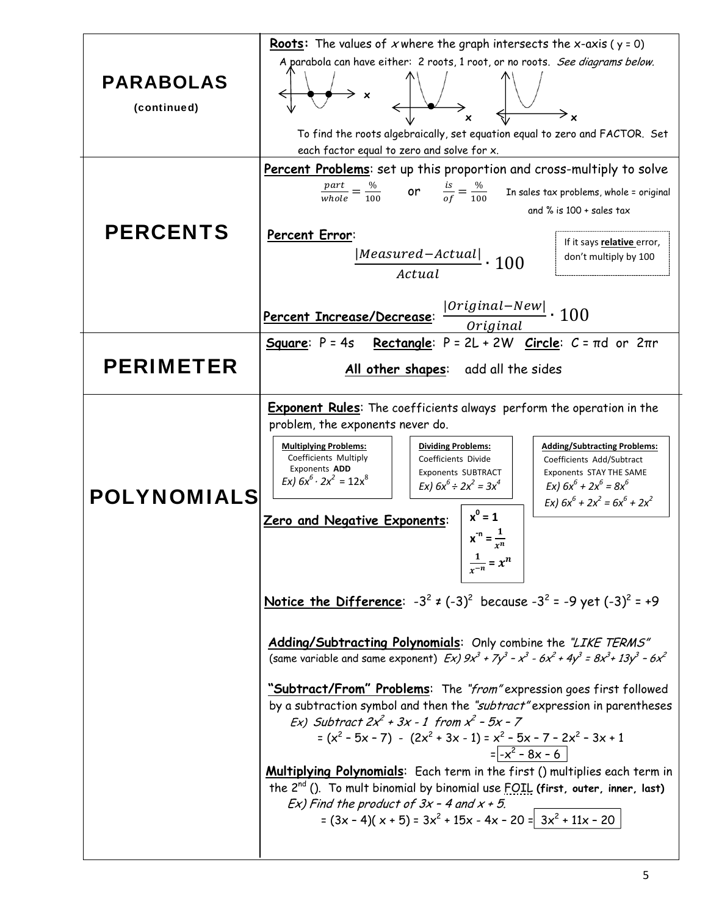## PARABOLAS (continued)

**Roots:** The values of *x* where the graph intersects the x-axis ( y = 0)

A parabola can have either: 2 roots, 1 root, or no roots. *See diagrams below.*

To find the roots algebraically, set equation equal to zero and FACTOR. Set each factor equal to zero and solve for x.

## PERCENTS

**Percent Problems**: set up this proportion and cross-multiply to solve

$$\frac{part}{whole} = \frac{\%}{100} \quad \text{or} \quad \frac{is}{of} = \frac{\%}{100}$$

In sales tax problems, whole = original and % is 100 + sales tax

**Percent Error**:

$$\frac{|Measured - Actual|}{Actual} \cdot 100$$

If it says **relative** error, don't multiply by 100

**Percent Increase/Decrease**: $\frac{|Original - New|}{Original} \cdot 100$

## PERIMETER

**Square**: P = 4s **Rectangle**: P = 2L + 2W **Circle**: C = πd or 2πr

**All other shapes**: add all the sides

## POLYNOMIALS

**Exponent Rules**: The coefficients always perform the operation in the problem, the exponents never do.

**Multiplying Problems:**
Coefficients Multiply
Exponents **ADD**
*Ex)* $6x^6 \cdot 2x^2 = 12x^8$

**Dividing Problems:**
Coefficients Divide
Exponents SUBTRACT
*Ex)* $6x^6 \div 2x^2 = 3x^4$

**Adding/Subtracting Problems:**
Coefficients Add/Subtract
Exponents STAY THE SAME
*Ex)* $6x^6 + 2x^6 = 8x^6$
*Ex)* $6x^6 + 2x^2 = 6x^6 + 2x^2$

**Zero and Negative Exponents**:

$x^0 = 1$

$x^{-n} = \frac{1}{x^n}$

$\frac{1}{x^{-n}} = x^n$

**Notice the Difference**: $-3^2 \neq (-3)^2$ because $-3^2 = -9$ yet $(-3)^2 = +9$

**Adding/Subtracting Polynomials**: Only combine the *"LIKE TERMS"* (same variable and same exponent) *Ex)* $9x^3 + 7y^3 - x^3 - 6x^2 + 4y^3 = 8x^3 + 13y^3 - 6x^2$

**"Subtract/From" Problems**: The *"from"* expression goes first followed by a subtraction symbol and then the *"subtract"* expression in parentheses

*Ex) Subtract* $2x^2 + 3x - 1$ *from* $x^2 - 5x - 7$

$= (x^2 - 5x - 7) - (2x^2 + 3x - 1) = x^2 - 5x - 7 - 2x^2 - 3x + 1$

$= \boxed{-x^2 - 8x - 6}$

**Multiplying Polynomials**: Each term in the first () multiplies each term in the 2nd (). To mult binomial by binomial use FOIL **(first, outer, inner, last)**

*Ex) Find the product of* $3x - 4$ *and* $x + 5$.

$= (3x - 4)(x + 5) = 3x^2 + 15x - 4x - 20 = \boxed{3x^2 + 11x - 20}$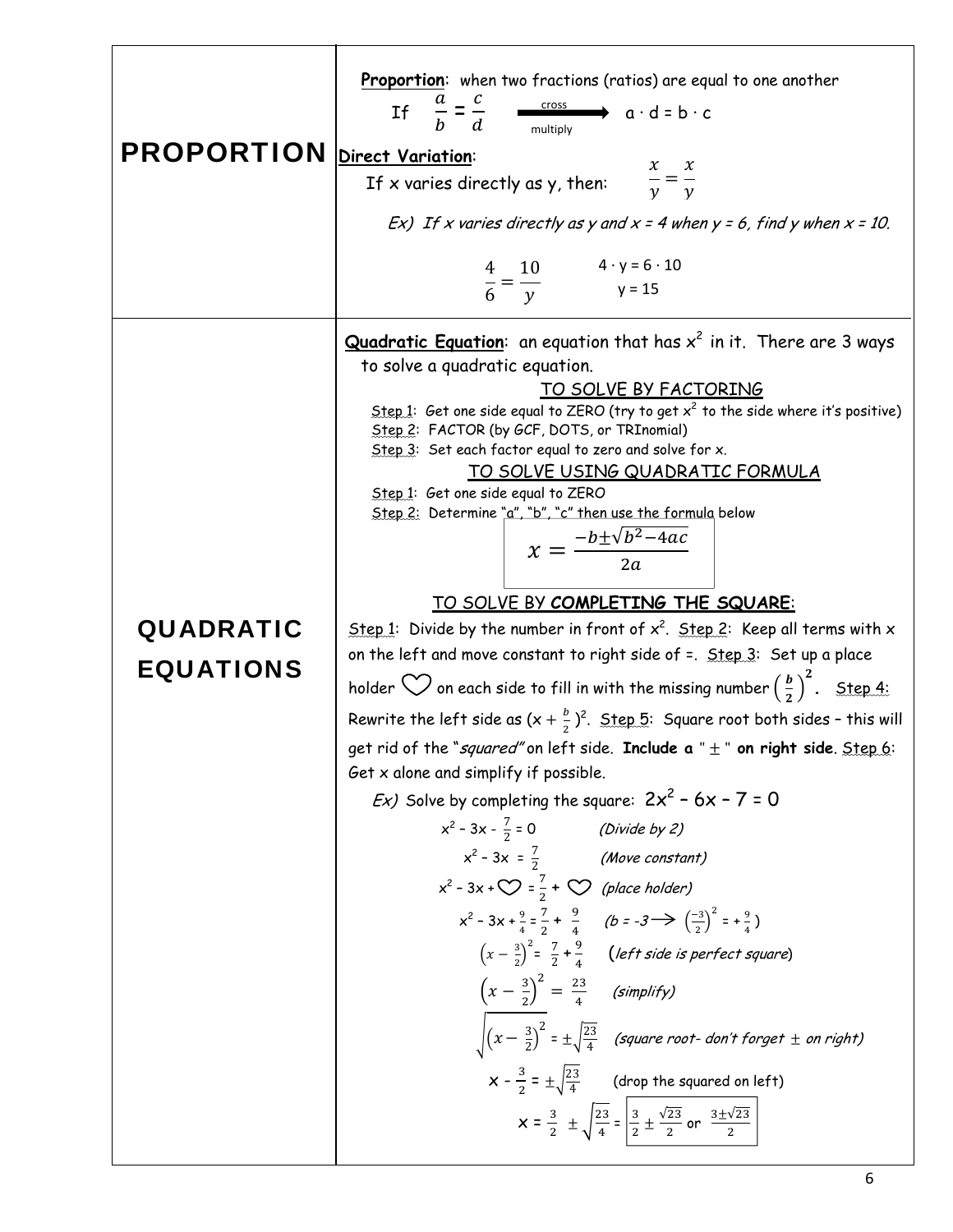## PROPORTION

**Proportion**: when two fractions (ratios) are equal to one another

If $\frac{a}{b} = \frac{c}{d}$ $\xrightarrow[\text{multiply}]{\text{cross}}$ $a \cdot d = b \cdot c$

**Direct Variation**:

If x varies directly as y, then: $\frac{x}{y} = \frac{x}{y}$

*Ex) If x varies directly as y and x = 4 when y = 6, find y when x = 10.*

$$\frac{4}{6} = \frac{10}{y}$$

$4 \cdot y = 6 \cdot 10$

$y = 15$

## QUADRATIC EQUATIONS

**Quadratic Equation**: an equation that has $x^2$ in it. There are 3 ways to solve a quadratic equation.

### TO SOLVE BY FACTORING

Step 1: Get one side equal to ZERO (try to get $x^2$ to the side where it's positive)

Step 2: FACTOR (by GCF, DOTS, or TRInomial)

Step 3: Set each factor equal to zero and solve for x.

### TO SOLVE USING QUADRATIC FORMULA

Step 1: Get one side equal to ZERO

Step 2: Determine "a", "b", "c" then use the formula below

$$x = \frac{-b \pm \sqrt{b^2 - 4ac}}{2a}$$

### TO SOLVE BY **COMPLETING THE SQUARE**:

Step 1: Divide by the number in front of $x^2$. Step 2: Keep all terms with x on the left and move constant to right side of =. Step 3: Set up a place holder ♡ on each side to fill in with the missing number $\left(\frac{b}{2}\right)^2$. Step 4: Rewrite the left side as $(x + \frac{b}{2})^2$. Step 5: Square root both sides – this will get rid of the "*squared"* on left side. **Include a "$\pm$" on right side**. Step 6: Get x alone and simplify if possible.

*Ex)* Solve by completing the square: $2x^2 - 6x - 7 = 0$

$x^2 - 3x - \frac{7}{2} = 0$ *(Divide by 2)*

$x^2 - 3x = \frac{7}{2}$ *(Move constant)*

$x^2 - 3x + ♡ = \frac{7}{2} + ♡$ *(place holder)*

$x^2 - 3x + \frac{9}{4} = \frac{7}{2} + \frac{9}{4}$ *(b = -3 $\longrightarrow$ $\left(\frac{-3}{2}\right)^2 = +\frac{9}{4}$)*

$\left(x - \frac{3}{2}\right)^2 = \frac{7}{2} + \frac{9}{4}$ (*left side is perfect square*)

$\left(x - \frac{3}{2}\right)^2 = \frac{23}{4}$ *(simplify)*

$\sqrt{\left(x - \frac{3}{2}\right)^2} = \pm\sqrt{\frac{23}{4}}$ *(square root- don't forget $\pm$ on right)*

$x - \frac{3}{2} = \pm\sqrt{\frac{23}{4}}$ (drop the squared on left)

$x = \frac{3}{2} \pm \sqrt{\frac{23}{4}} = \boxed{\frac{3}{2} \pm \frac{\sqrt{23}}{2} \text{ or } \frac{3 \pm \sqrt{23}}{2}}$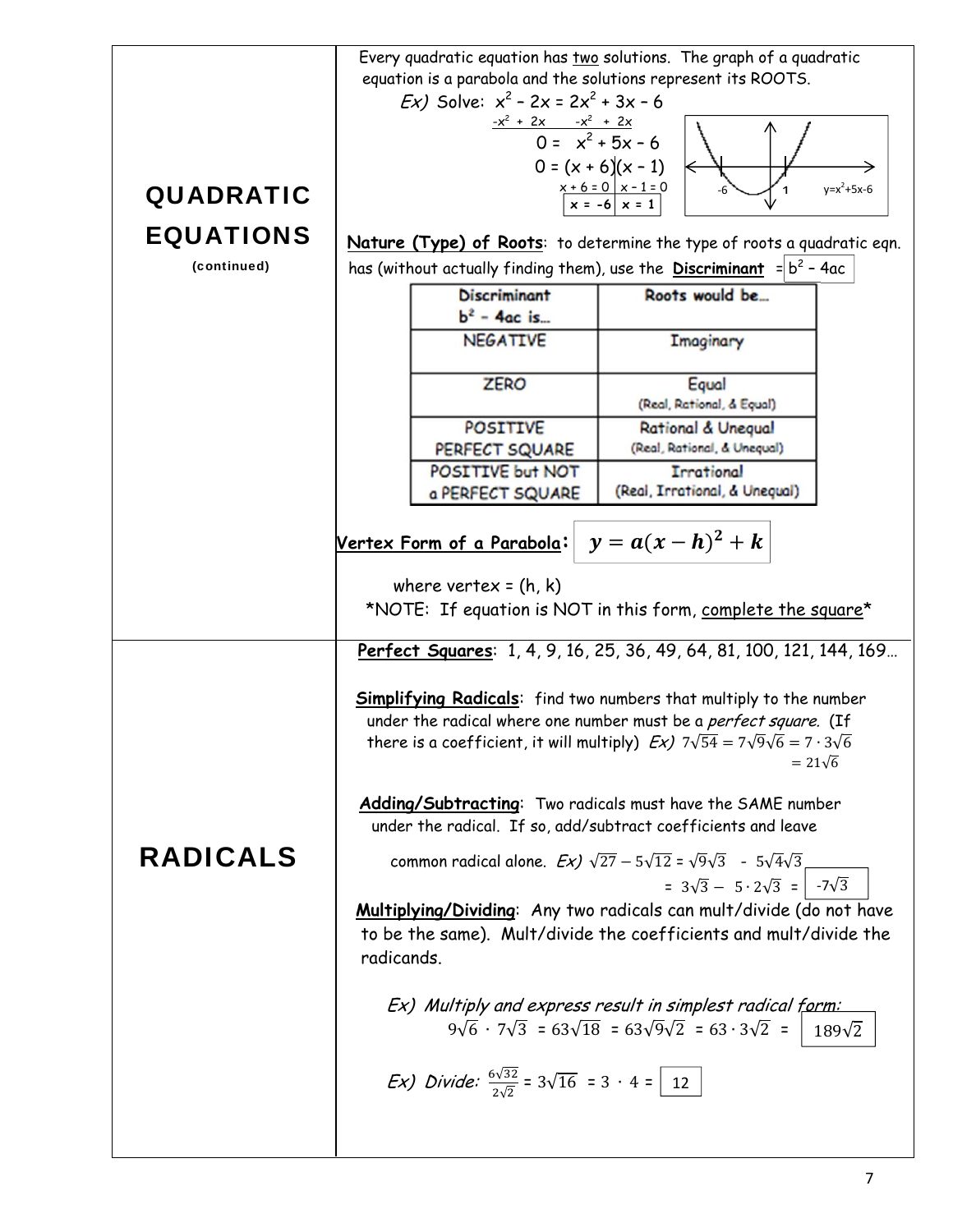## QUADRATIC EQUATIONS (continued)

Every quadratic equation has <u>two</u> solutions. The graph of a quadratic equation is a parabola and the solutions represent its ROOTS.

*Ex)* Solve: $x^2 - 2x = 2x^2 + 3x - 6$

$-x^2 + 2x \quad -x^2 + 2x$

$0 = x^2 + 5x - 6$

$0 = (x + 6)(x - 1)$

$x + 6 = 0 \quad | \quad x - 1 = 0$

$\boxed{x = -6 \quad | \quad x = 1}$

-6 &nbsp;&nbsp; 1 &nbsp;&nbsp; $y=x^2+5x-6$

**<u>Nature (Type) of Roots</u>**: to determine the type of roots a quadratic eqn. has (without actually finding them), use the **<u>Discriminant</u>** = $\boxed{b^2 - 4ac}$

| Discriminant $b^2 - 4ac$ is... | Roots would be... |
|---|---|
| NEGATIVE | Imaginary |
| ZERO | Equal (Real, Rational, & Equal) |
| POSITIVE PERFECT SQUARE | Rational & Unequal (Real, Rational, & Unequal) |
| POSITIVE but NOT a PERFECT SQUARE | Irrational (Real, Irrational, & Unequal) |

**<u>Vertex Form of a Parabola</u>**: $\boxed{y = a(x - h)^2 + k}$

where vertex = (h, k)

*NOTE: If equation is NOT in this form, <u>complete the square</u>*

## RADICALS

**<u>Perfect Squares</u>**: 1, 4, 9, 16, 25, 36, 49, 64, 81, 100, 121, 144, 169...

**<u>Simplifying Radicals</u>**: find two numbers that multiply to the number under the radical where one number must be a *perfect square.* (If there is a coefficient, it will multiply) *Ex)* $7\sqrt{54} = 7\sqrt{9}\sqrt{6} = 7 \cdot 3\sqrt{6}$ $= 21\sqrt{6}$

**<u>Adding/Subtracting</u>**: Two radicals must have the SAME number under the radical. If so, add/subtract coefficients and leave common radical alone. *Ex)* $\sqrt{27} - 5\sqrt{12} = \sqrt{9}\sqrt{3} - 5\sqrt{4}\sqrt{3}$

$= 3\sqrt{3} - 5 \cdot 2\sqrt{3} = \boxed{-7\sqrt{3}}$

**<u>Multiplying/Dividing</u>**: Any two radicals can mult/divide (do not have to be the same). Mult/divide the coefficients and mult/divide the radicands.

*Ex) Multiply and express result in simplest radical form:*

$9\sqrt{6} \cdot 7\sqrt{3} = 63\sqrt{18} = 63\sqrt{9}\sqrt{2} = 63 \cdot 3\sqrt{2} = \boxed{189\sqrt{2}}$

*Ex) Divide:* $\frac{6\sqrt{32}}{2\sqrt{2}} = 3\sqrt{16} = 3 \cdot 4 = \boxed{12}$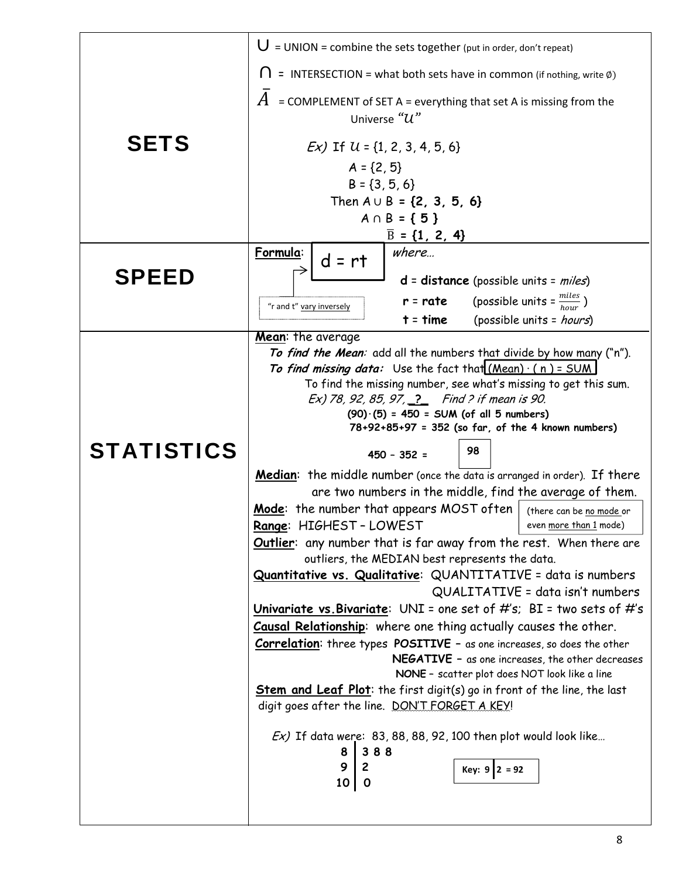| | |
|---|---|
| **SETS** | $\cup$ = UNION = combine the sets together (put in order, don't repeat)<br><br>$\cap$ = INTERSECTION = what both sets have in common (if nothing, write $\emptyset$)<br><br>$\bar{A}$ = COMPLEMENT of SET A = everything that set A is missing from the Universe "$\mathcal{U}$"<br><br>*Ex)* If $\mathcal{U}$ = {1, 2, 3, 4, 5, 6}<br>A = {2, 5}<br>B = {3, 5, 6}<br>Then A ∪ B = **{2, 3, 5, 6}**<br>A ∩ B = **{ 5 }**<br>$\bar{B}$ = **{1, 2, 4}** |
| **SPEED** | <u>**Formula**</u>: **d = rt** *where…*<br>"r and t" <u>vary inversely</u><br>**d** = **distance** (possible units = *miles*)<br>**r** = **rate** (possible units = $\frac{miles}{hour}$ )<br>**t** = **time** (possible units = *hours*) |
| **STATISTICS** | <u>**Mean**</u>: the average<br>***To find the Mean:*** add all the numbers that divide by how many ("n").<br>***To find missing data:*** Use the fact that (Mean) · ( n ) = SUM<br>To find the missing number, see what's missing to get this sum.<br>*Ex) 78, 92, 85, 97, <u>_?_</u> Find ? if mean is 90.*<br>**(90)·(5) = 450 = SUM (of all 5 numbers)**<br>**78+92+85+97 = 352 (so far, of the 4 known numbers)**<br>**450 – 352 = 98**<br><br><u>**Median**</u>: the middle number (once the data is arranged in order). If there are two numbers in the middle, find the average of them.<br><u>**Mode**</u>: the number that appears MOST often (there can be <u>no mode</u> or even <u>more than 1</u> mode)<br><u>**Range**</u>: HIGHEST – LOWEST<br><u>**Outlier**</u>: any number that is far away from the rest. When there are outliers, the MEDIAN best represents the data.<br><u>**Quantitative vs. Qualitative**</u>: QUANTITATIVE = data is numbers<br>QUALITATIVE = data isn't numbers<br><u>**Univariate vs.Bivariate**</u>: UNI = one set of #'s; BI = two sets of #'s<br><u>**Causal Relationship**</u>: where one thing actually causes the other.<br><u>**Correlation**</u>: three types **POSITIVE** – as one increases, so does the other<br>**NEGATIVE** – as one increases, the other decreases<br>**NONE** – scatter plot does NOT look like a line<br><u>**Stem and Leaf Plot**</u>: the first digit(s) go in front of the line, the last digit goes after the line. <u>DON'T FORGET A KEY</u>!<br><br>*Ex)* If data were: 83, 88, 88, 92, 100 then plot would look like…<br>**8 \| 3 8 8**<br>**9 \| 2**<br>**10 \| 0**<br>**Key: 9 \| 2 = 92** |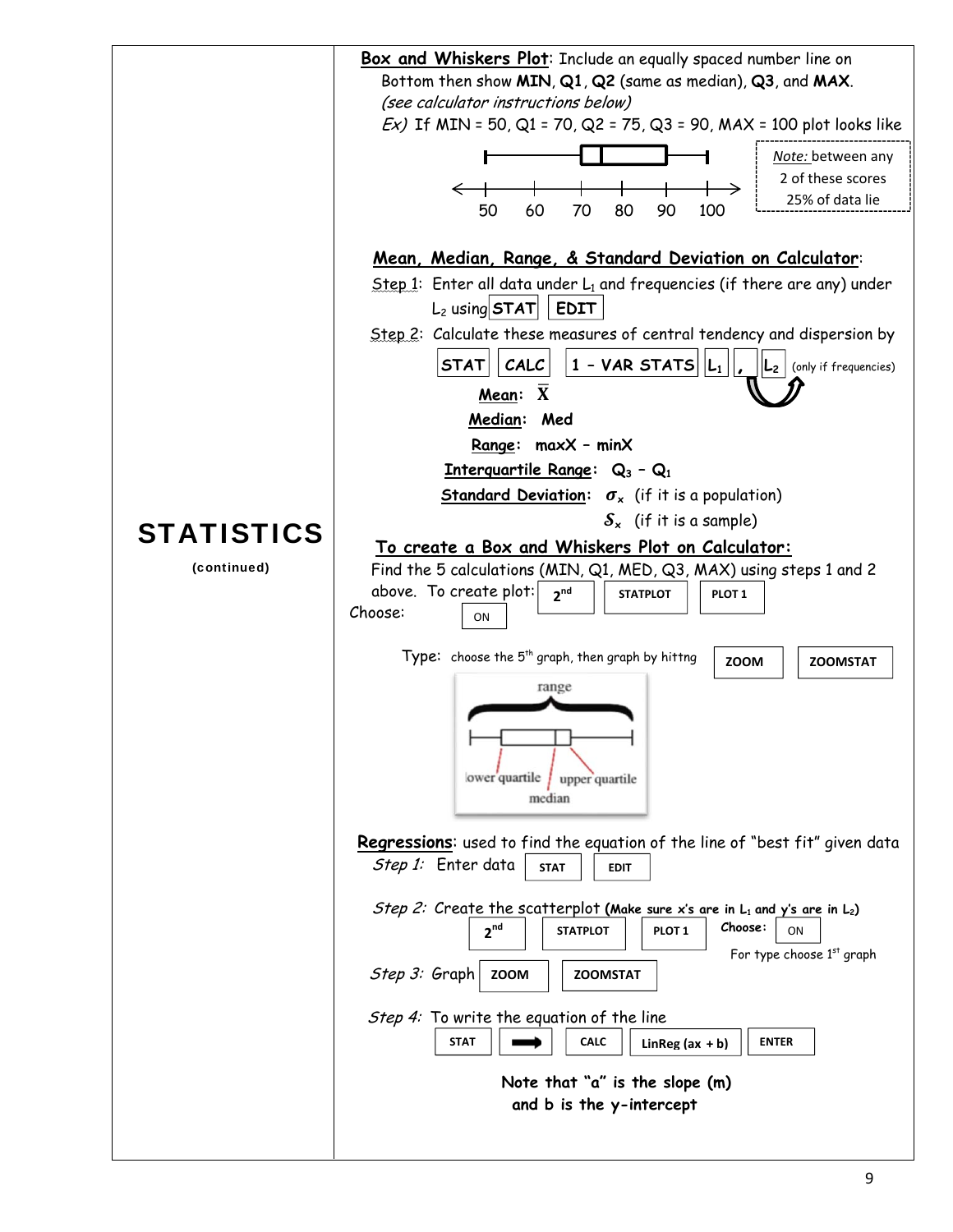## STATISTICS

**(continued)**

**Box and Whiskers Plot**: Include an equally spaced number line on Bottom then show **MIN**, **Q1**, **Q2** (same as median), **Q3**, and **MAX**.

*(see calculator instructions below)*

*Ex)* If MIN = 50, Q1 = 70, Q2 = 75, Q3 = 90, MAX = 100 plot looks like

50 60 70 80 90 100

*Note:* between any 2 of these scores 25% of data lie

### Mean, Median, Range, & Standard Deviation on Calculator:

Step 1: Enter all data under $L_1$ and frequencies (if there are any) under $L_2$ using **STAT** **EDIT**

Step 2: Calculate these measures of central tendency and dispersion by

**STAT** **CALC** **1 – VAR STATS** **$L_1$** **,** **$L_2$** (only if frequencies)

**Mean**: $\bar{X}$

**Median**: **Med**

**Range**: **maxX – minX**

**Interquartile Range**: $Q_3 - Q_1$

**Standard Deviation**: $\sigma_x$ (if it is a population)

$S_x$ (if it is a sample)

### To create a Box and Whiskers Plot on Calculator:

Find the 5 calculations (MIN, Q1, MED, Q3, MAX) using steps 1 and 2 above. To create plot: **2nd** **STATPLOT** **PLOT 1**

Choose: **ON**

Type: choose the 5th graph, then graph by hittng **ZOOM** **ZOOMSTAT**

range

lower quartile median upper quartile

**Regressions**: used to find the equation of the line of "best fit" given data

*Step 1:* Enter data **STAT** **EDIT**

*Step 2:* Create the scatterplot **(Make sure x's are in $L_1$ and y's are in $L_2$)**

**2nd** **STATPLOT** **PLOT 1** **Choose:** **ON**

For type choose 1st graph

*Step 3:* Graph **ZOOM** **ZOOMSTAT**

*Step 4:* To write the equation of the line

**STAT** **➡** **CALC** **LinReg (ax + b)** **ENTER**

**Note that "a" is the slope (m) and b is the y-intercept**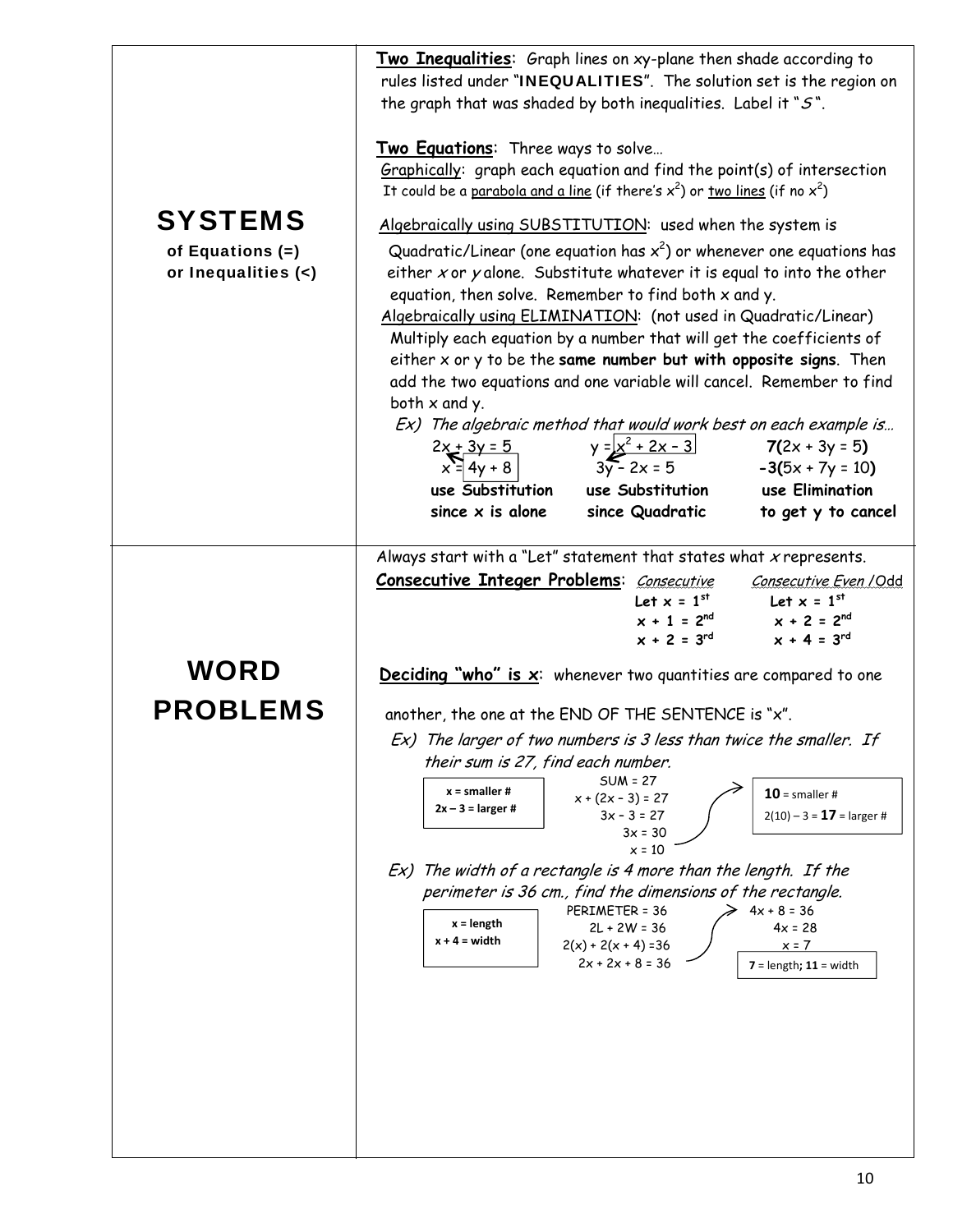## SYSTEMS

**of Equations (=) or Inequalities (<)**

**Two Inequalities**: Graph lines on xy-plane then shade according to rules listed under "**INEQUALITIES**". The solution set is the region on the graph that was shaded by both inequalities. Label it "*S*".

**Two Equations**: Three ways to solve…

Graphically: graph each equation and find the point(s) of intersection. It could be a parabola and a line (if there's $x^2$) or two lines (if no $x^2$)

Algebraically using SUBSTITUTION: used when the system is Quadratic/Linear (one equation has $x^2$) or whenever one equations has either *x* or *y* alone. Substitute whatever it is equal to into the other equation, then solve. Remember to find both x and y.

Algebraically using ELIMINATION: (not used in Quadratic/Linear) Multiply each equation by a number that will get the coefficients of either x or y to be the **same number but with opposite signs**. Then add the two equations and one variable will cancel. Remember to find both x and y.

*Ex) The algebraic method that would work best on each example is…*

| $2x + 3y = 5$ <br> $x = 4y + 8$ | $y = x^2 + 2x - 3$ <br> $3y - 2x = 5$ | $\mathbf{7}(2x + 3y = 5)$ <br> $\mathbf{-3}(5x + 7y = 10)$ |
|---|---|---|
| **use Substitution since x is alone** | **use Substitution since Quadratic** | **use Elimination to get y to cancel** |

## WORD PROBLEMS

Always start with a "Let" statement that states what *x* represents.

**Consecutive Integer Problems**:

| *Consecutive* | *Consecutive Even /Odd* |
|---|---|
| **Let x = 1st** | **Let x = 1st** |
| **x + 1 = 2nd** | **x + 2 = 2nd** |
| **x + 2 = 3rd** | **x + 4 = 3rd** |

**Deciding "who" is x**: whenever two quantities are compared to one another, the one at the END OF THE SENTENCE is "x".

*Ex) The larger of two numbers is 3 less than twice the smaller. If their sum is 27, find each number.*

**x = smaller #**
**2x – 3 = larger #**

SUM = 27
$x + (2x - 3) = 27$
$3x - 3 = 27$
$3x = 30$
$x = 10$

**10** = smaller #
$2(10) - 3 =$ **17** = larger #

*Ex) The width of a rectangle is 4 more than the length. If the perimeter is 36 cm., find the dimensions of the rectangle.*

**x = length**
**x + 4 = width**

PERIMETER = 36
$2L + 2W = 36$
$2(x) + 2(x + 4) = 36$
$2x + 2x + 8 = 36$
$4x + 8 = 36$
$4x = 28$
$x = 7$

**7** = length; **11** = width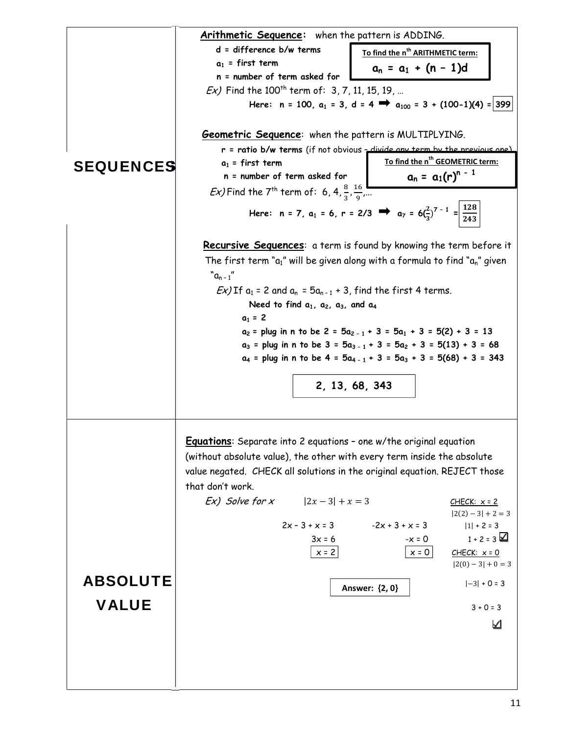## SEQUENCES

**Arithmetic Sequence:** when the pattern is ADDING.

- **d = difference b/w terms**
- **$a_1$ = first term**
- **n = number of term asked for**

**To find the $n^{th}$ ARITHMETIC term:**

$$a_n = a_1 + (n - 1)d$$

*Ex)* Find the $100^{th}$ term of: 3, 7, 11, 15, 19, …

**Here: $n = 100$, $a_1 = 3$, $d = 4$ ➡ $a_{100} = 3 + (100-1)(4) =$ 399**

**Geometric Sequence**: when the pattern is MULTIPLYING.

- **r = ratio b/w terms** (if not obvious – divide any term by the previous one)
- **$a_1$ = first term**
- **n = number of term asked for**

**To find the $n^{th}$ GEOMETRIC term:**

$$a_n = a_1(r)^{n-1}$$

*Ex)* Find the $7^{th}$ term of: $6, 4, \frac{8}{3}, \frac{16}{9}, \ldots$

**Here: $n = 7$, $a_1 = 6$, $r = 2/3$ ➡ $a_7 = 6(\frac{2}{3})^{7-1} = \frac{128}{243}$**

**Recursive Sequences**: a term is found by knowing the term before it

The first term "$a_1$" will be given along with a formula to find "$a_n$" given "$a_{n-1}$"

*Ex)* If $a_1 = 2$ and $a_n = 5a_{n-1} + 3$, find the first 4 terms.

**Need to find $a_1$, $a_2$, $a_3$, and $a_4$**

**$a_1 = 2$**

**$a_2$ = plug in n to be 2 = $5a_{2-1} + 3 = 5a_1 + 3 = 5(2) + 3 = 13$**

**$a_3$ = plug in n to be 3 = $5a_{3-1} + 3 = 5a_2 + 3 = 5(13) + 3 = 68$**

**$a_4$ = plug in n to be 4 = $5a_{4-1} + 3 = 5a_3 + 3 = 5(68) + 3 = 343$**

**2, 13, 68, 343**

## ABSOLUTE VALUE

**Equations**: Separate into 2 equations – one w/the original equation (without absolute value), the other with every term inside the absolute value negated. CHECK all solutions in the original equation. REJECT those that don't work.

*Ex) Solve for x* $\quad |2x - 3| + x = 3$

| | |
|---|---|
| $2x - 3 + x = 3$ | $-2x + 3 + x = 3$ |
| $3x = 6$ | $-x = 0$ |
| $x = 2$ | $x = 0$ |

**Answer: {2, 0}**

CHECK: $x = 2$

$|2(2) - 3| + 2 = 3$

$|1| + 2 = 3$

$1 + 2 = 3$ ☑

CHECK: $x = 0$

$|2(0) - 3| + 0 = 3$

$|-3| + 0 = 3$

$3 + 0 = 3$

☑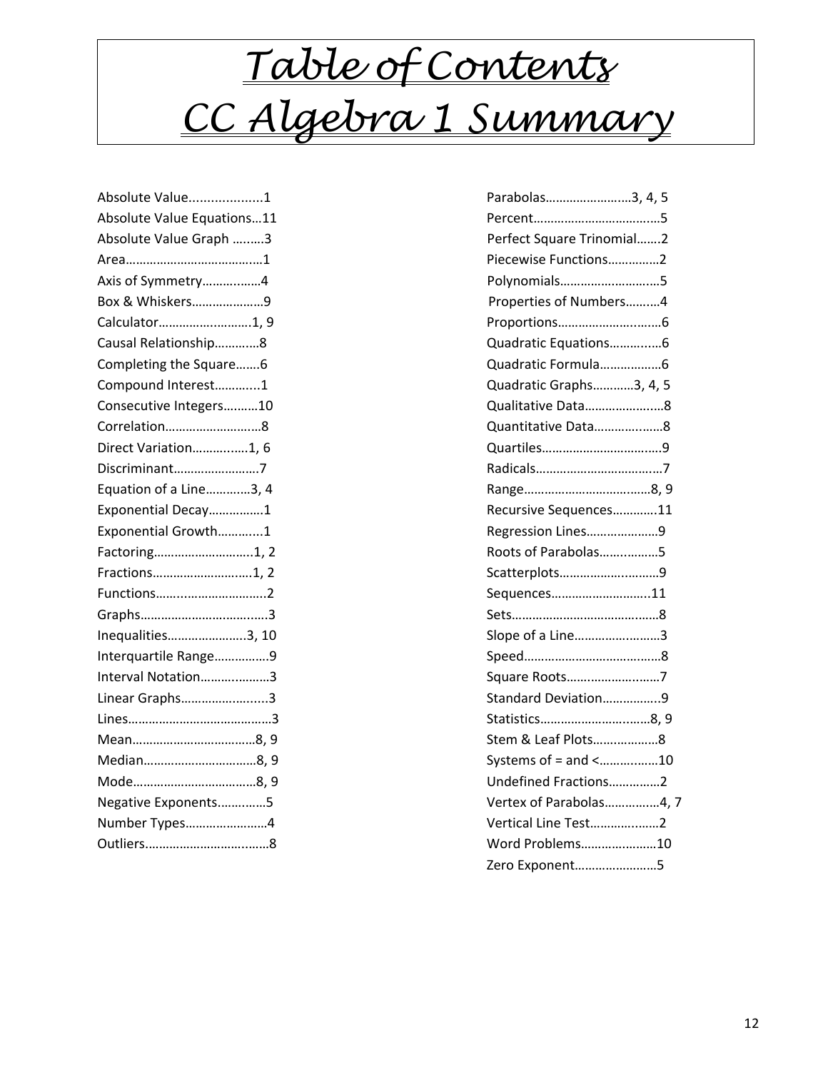# Table of Contents
# CC Algebra 1 Summary

Absolute Value....................1
Absolute Value Equations…11
Absolute Value Graph ………3
Area…………………………………1
Axis of Symmetry……………4
Box & Whiskers…………………9
Calculator………………………1, 9
Causal Relationship…………8
Completing the Square…….6
Compound Interest…………1
Consecutive Integers……….10
Correlation………………………8
Direct Variation……………1, 6
Discriminant……………………7
Equation of a Line…………3, 4
Exponential Decay……………1
Exponential Growth…………1
Factoring………………………1, 2
Fractions………………………1, 2
Functions…………………………2
Graphs………………………………3
Inequalities…………………3, 10
Interquartile Range……………9
Interval Notation………………3
Linear Graphs……………………3
Lines…………………………………3
Mean………………………………8, 9
Median……………………………8, 9
Mode………………………………8, 9
Negative Exponents……………5
Number Types……………………4
Outliers………………………………8
Parabolas……………………3, 4, 5
Percent………………………………5
Perfect Square Trinomial…….2
Piecewise Functions……………2
Polynomials…………………………5
Properties of Numbers…………4
Proportions…………………………6
Quadratic Equations……………6
Quadratic Formula………………6
Quadratic Graphs…………3, 4, 5
Qualitative Data…………………8
Quantitative Data…………………8
Quartiles………………………………9
Radicals………………………………7
Range………………………………8, 9
Recursive Sequences…………11
Regression Lines…………………9
Roots of Parabolas………………5
Scatterplots…………………………9
Sequences…………………………11
Sets……………………………………8
Slope of a Line……………………3
Speed…………………………………8
Square Roots………………………7
Standard Deviation………………9
Statistics……………………………8, 9
Stem & Leaf Plots…………………8
Systems of = and <………………10
Undefined Fractions………………2
Vertex of Parabolas……………4, 7
Vertical Line Test…………………2
Word Problems……………………10
Zero Exponent………………………5